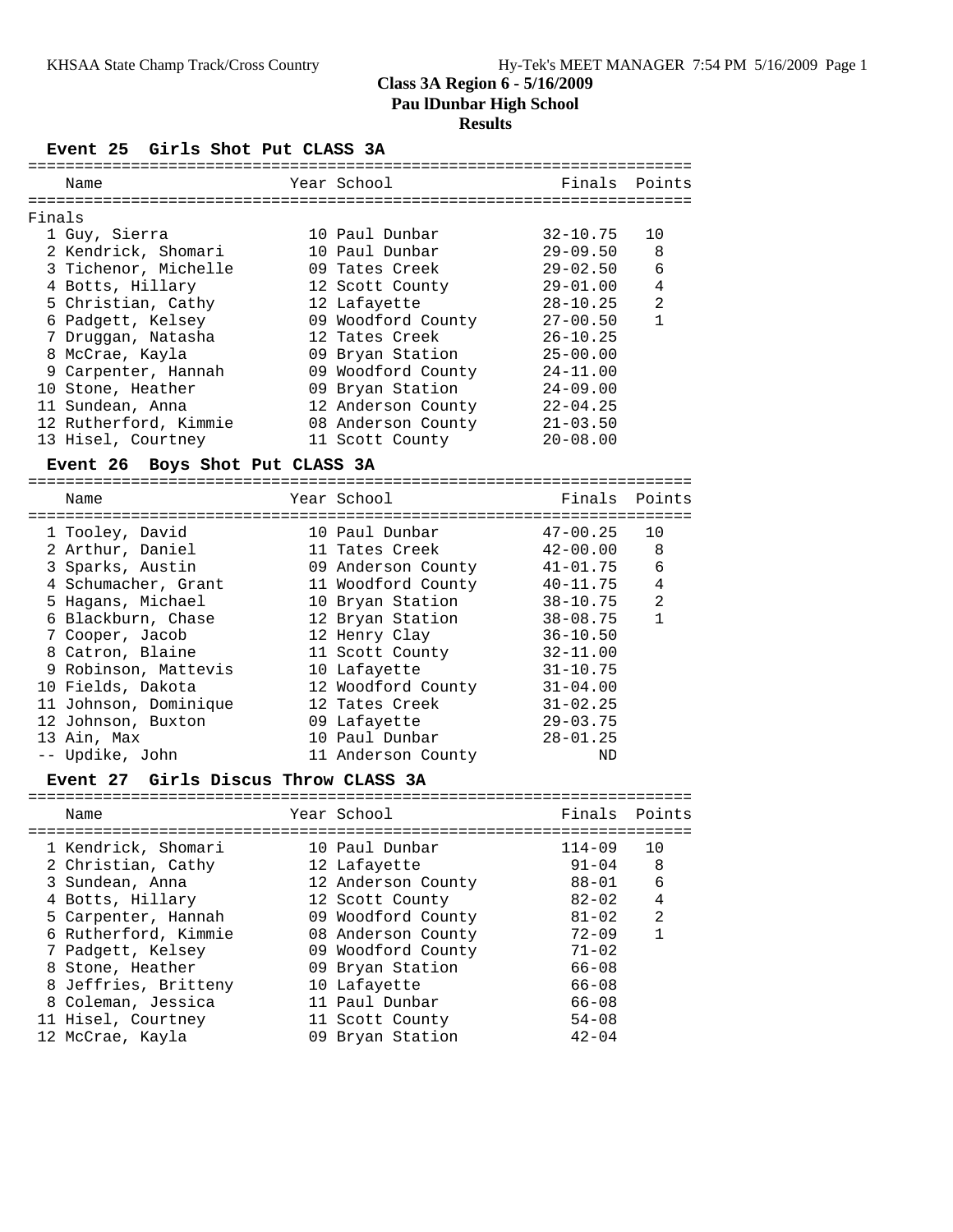**Class 3A Region 6 - 5/16/2009**
**Pau lDunbar High School**
**Results**

### Event 25 Girls Shot Put CLASS 3A

Finals

| Place | Name | Year | School | Finals | Points |
|---|---|---|---|---|---|
| 1 | Guy, Sierra | 10 | Paul Dunbar | 32-10.75 | 10 |
| 2 | Kendrick, Shomari | 10 | Paul Dunbar | 29-09.50 | 8 |
| 3 | Tichenor, Michelle | 09 | Tates Creek | 29-02.50 | 6 |
| 4 | Botts, Hillary | 12 | Scott County | 29-01.00 | 4 |
| 5 | Christian, Cathy | 12 | Lafayette | 28-10.25 | 2 |
| 6 | Padgett, Kelsey | 09 | Woodford County | 27-00.50 | 1 |
| 7 | Druggan, Natasha | 12 | Tates Creek | 26-10.25 | |
| 8 | McCrae, Kayla | 09 | Bryan Station | 25-00.00 | |
| 9 | Carpenter, Hannah | 09 | Woodford County | 24-11.00 | |
| 10 | Stone, Heather | 09 | Bryan Station | 24-09.00 | |
| 11 | Sundean, Anna | 12 | Anderson County | 22-04.25 | |
| 12 | Rutherford, Kimmie | 08 | Anderson County | 21-03.50 | |
| 13 | Hisel, Courtney | 11 | Scott County | 20-08.00 | |

### Event 26 Boys Shot Put CLASS 3A

| Place | Name | Year | School | Finals | Points |
|---|---|---|---|---|---|
| 1 | Tooley, David | 10 | Paul Dunbar | 47-00.25 | 10 |
| 2 | Arthur, Daniel | 11 | Tates Creek | 42-00.00 | 8 |
| 3 | Sparks, Austin | 09 | Anderson County | 41-01.75 | 6 |
| 4 | Schumacher, Grant | 11 | Woodford County | 40-11.75 | 4 |
| 5 | Hagans, Michael | 10 | Bryan Station | 38-10.75 | 2 |
| 6 | Blackburn, Chase | 12 | Bryan Station | 38-08.75 | 1 |
| 7 | Cooper, Jacob | 12 | Henry Clay | 36-10.50 | |
| 8 | Catron, Blaine | 11 | Scott County | 32-11.00 | |
| 9 | Robinson, Mattevis | 10 | Lafayette | 31-10.75 | |
| 10 | Fields, Dakota | 12 | Woodford County | 31-04.00 | |
| 11 | Johnson, Dominique | 12 | Tates Creek | 31-02.25 | |
| 12 | Johnson, Buxton | 09 | Lafayette | 29-03.75 | |
| 13 | Ain, Max | 10 | Paul Dunbar | 28-01.25 | |
| -- | Updike, John | 11 | Anderson County | ND | |

### Event 27 Girls Discus Throw CLASS 3A

| Place | Name | Year | School | Finals | Points |
|---|---|---|---|---|---|
| 1 | Kendrick, Shomari | 10 | Paul Dunbar | 114-09 | 10 |
| 2 | Christian, Cathy | 12 | Lafayette | 91-04 | 8 |
| 3 | Sundean, Anna | 12 | Anderson County | 88-01 | 6 |
| 4 | Botts, Hillary | 12 | Scott County | 82-02 | 4 |
| 5 | Carpenter, Hannah | 09 | Woodford County | 81-02 | 2 |
| 6 | Rutherford, Kimmie | 08 | Anderson County | 72-09 | 1 |
| 7 | Padgett, Kelsey | 09 | Woodford County | 71-02 | |
| 8 | Stone, Heather | 09 | Bryan Station | 66-08 | |
| 8 | Jeffries, Britteny | 10 | Lafayette | 66-08 | |
| 8 | Coleman, Jessica | 11 | Paul Dunbar | 66-08 | |
| 11 | Hisel, Courtney | 11 | Scott County | 54-08 | |
| 12 | McCrae, Kayla | 09 | Bryan Station | 42-04 | |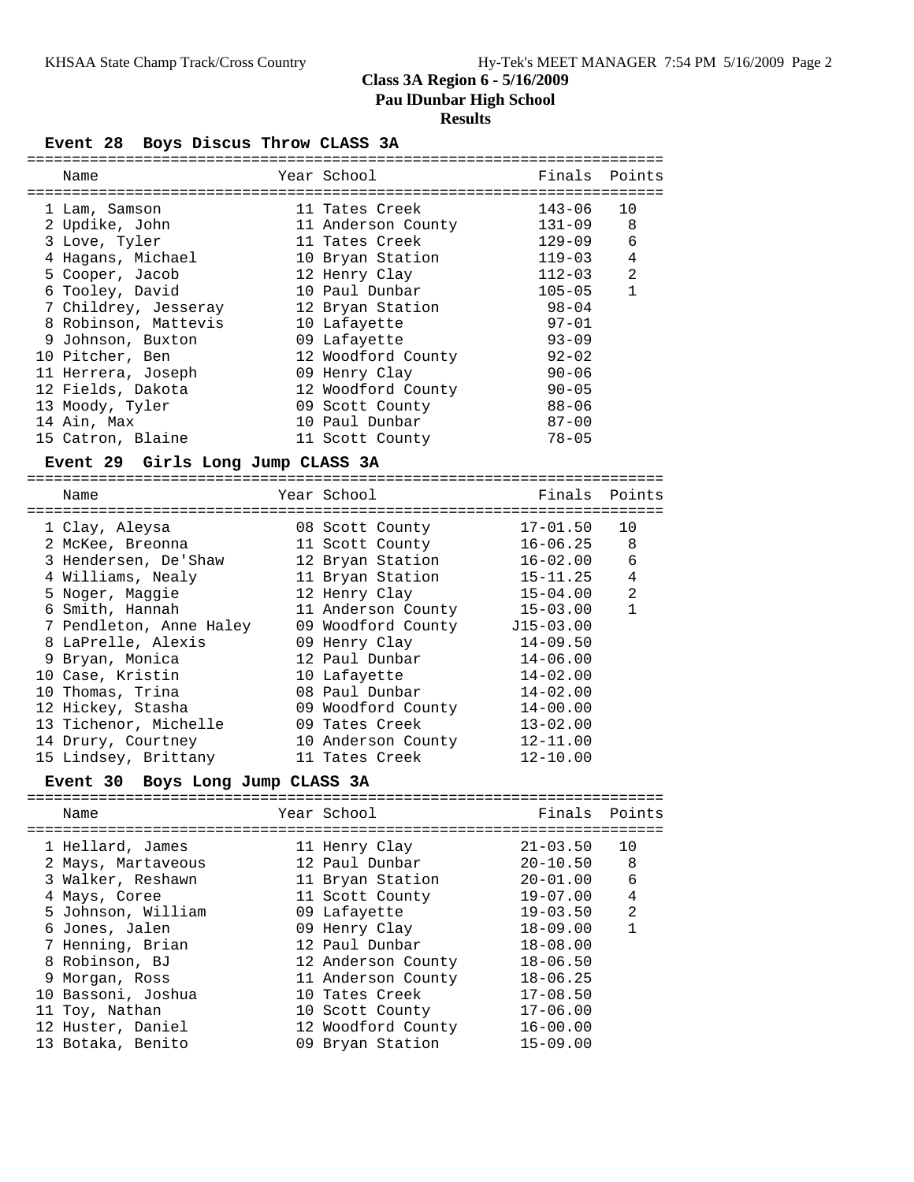# Class 3A Region 6 - 5/16/2009
## Paul lDunbar High School
### Results

**Event 28 Boys Discus Throw CLASS 3A**

| Name | Year | School | Finals | Points |
|---|---|---|---|---|
| 1 Lam, Samson | 11 | Tates Creek | 143-06 | 10 |
| 2 Updike, John | 11 | Anderson County | 131-09 | 8 |
| 3 Love, Tyler | 11 | Tates Creek | 129-09 | 6 |
| 4 Hagans, Michael | 10 | Bryan Station | 119-03 | 4 |
| 5 Cooper, Jacob | 12 | Henry Clay | 112-03 | 2 |
| 6 Tooley, David | 10 | Paul Dunbar | 105-05 | 1 |
| 7 Childrey, Jesseray | 12 | Bryan Station | 98-04 | |
| 8 Robinson, Mattevis | 10 | Lafayette | 97-01 | |
| 9 Johnson, Buxton | 09 | Lafayette | 93-09 | |
| 10 Pitcher, Ben | 12 | Woodford County | 92-02 | |
| 11 Herrera, Joseph | 09 | Henry Clay | 90-06 | |
| 12 Fields, Dakota | 12 | Woodford County | 90-05 | |
| 13 Moody, Tyler | 09 | Scott County | 88-06 | |
| 14 Ain, Max | 10 | Paul Dunbar | 87-00 | |
| 15 Catron, Blaine | 11 | Scott County | 78-05 | |

**Event 29 Girls Long Jump CLASS 3A**

| Name | Year | School | Finals | Points |
|---|---|---|---|---|
| 1 Clay, Aleysa | 08 | Scott County | 17-01.50 | 10 |
| 2 McKee, Breonna | 11 | Scott County | 16-06.25 | 8 |
| 3 Hendersen, De'Shaw | 12 | Bryan Station | 16-02.00 | 6 |
| 4 Williams, Nealy | 11 | Bryan Station | 15-11.25 | 4 |
| 5 Noger, Maggie | 12 | Henry Clay | 15-04.00 | 2 |
| 6 Smith, Hannah | 11 | Anderson County | 15-03.00 | 1 |
| 7 Pendleton, Anne Haley | 09 | Woodford County | J15-03.00 | |
| 8 LaPrelle, Alexis | 09 | Henry Clay | 14-09.50 | |
| 9 Bryan, Monica | 12 | Paul Dunbar | 14-06.00 | |
| 10 Case, Kristin | 10 | Lafayette | 14-02.00 | |
| 10 Thomas, Trina | 08 | Paul Dunbar | 14-02.00 | |
| 12 Hickey, Stasha | 09 | Woodford County | 14-00.00 | |
| 13 Tichenor, Michelle | 09 | Tates Creek | 13-02.00 | |
| 14 Drury, Courtney | 10 | Anderson County | 12-11.00 | |
| 15 Lindsey, Brittany | 11 | Tates Creek | 12-10.00 | |

**Event 30 Boys Long Jump CLASS 3A**

| Name | Year | School | Finals | Points |
|---|---|---|---|---|
| 1 Hellard, James | 11 | Henry Clay | 21-03.50 | 10 |
| 2 Mays, Martaveous | 12 | Paul Dunbar | 20-10.50 | 8 |
| 3 Walker, Reshawn | 11 | Bryan Station | 20-01.00 | 6 |
| 4 Mays, Coree | 11 | Scott County | 19-07.00 | 4 |
| 5 Johnson, William | 09 | Lafayette | 19-03.50 | 2 |
| 6 Jones, Jalen | 09 | Henry Clay | 18-09.00 | 1 |
| 7 Henning, Brian | 12 | Paul Dunbar | 18-08.00 | |
| 8 Robinson, BJ | 12 | Anderson County | 18-06.50 | |
| 9 Morgan, Ross | 11 | Anderson County | 18-06.25 | |
| 10 Bassoni, Joshua | 10 | Tates Creek | 17-08.50 | |
| 11 Toy, Nathan | 10 | Scott County | 17-06.00 | |
| 12 Huster, Daniel | 12 | Woodford County | 16-00.00 | |
| 13 Botaka, Benito | 09 | Bryan Station | 15-09.00 | |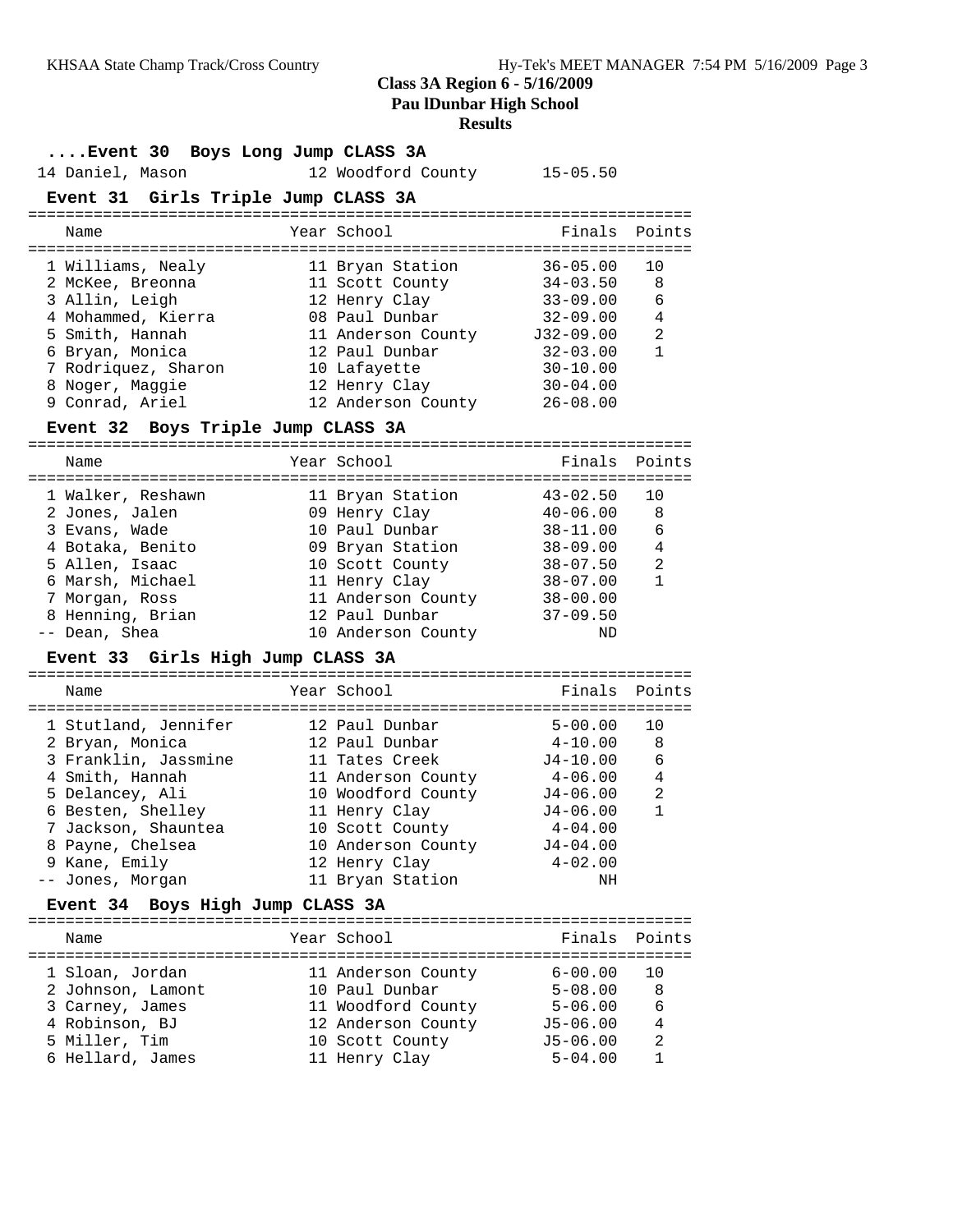## Class 3A Region 6 - 5/16/2009
## Pau lDunbar High School
## Results

### ....Event 30 Boys Long Jump CLASS 3A

| Name | Year | School | Finals | Points |
|---|---|---|---|---|
| 14 Daniel, Mason | 12 | Woodford County | 15-05.50 | |

### Event 31 Girls Triple Jump CLASS 3A

| Name | Year | School | Finals | Points |
|---|---|---|---|---|
| 1 Williams, Nealy | 11 | Bryan Station | 36-05.00 | 10 |
| 2 McKee, Breonna | 11 | Scott County | 34-03.50 | 8 |
| 3 Allin, Leigh | 12 | Henry Clay | 33-09.00 | 6 |
| 4 Mohammed, Kierra | 08 | Paul Dunbar | 32-09.00 | 4 |
| 5 Smith, Hannah | 11 | Anderson County | J32-09.00 | 2 |
| 6 Bryan, Monica | 12 | Paul Dunbar | 32-03.00 | 1 |
| 7 Rodriquez, Sharon | 10 | Lafayette | 30-10.00 | |
| 8 Noger, Maggie | 12 | Henry Clay | 30-04.00 | |
| 9 Conrad, Ariel | 12 | Anderson County | 26-08.00 | |

### Event 32 Boys Triple Jump CLASS 3A

| Name | Year | School | Finals | Points |
|---|---|---|---|---|
| 1 Walker, Reshawn | 11 | Bryan Station | 43-02.50 | 10 |
| 2 Jones, Jalen | 09 | Henry Clay | 40-06.00 | 8 |
| 3 Evans, Wade | 10 | Paul Dunbar | 38-11.00 | 6 |
| 4 Botaka, Benito | 09 | Bryan Station | 38-09.00 | 4 |
| 5 Allen, Isaac | 10 | Scott County | 38-07.50 | 2 |
| 6 Marsh, Michael | 11 | Henry Clay | 38-07.00 | 1 |
| 7 Morgan, Ross | 11 | Anderson County | 38-00.00 | |
| 8 Henning, Brian | 12 | Paul Dunbar | 37-09.50 | |
| -- Dean, Shea | 10 | Anderson County | ND | |

### Event 33 Girls High Jump CLASS 3A

| Name | Year | School | Finals | Points |
|---|---|---|---|---|
| 1 Stutland, Jennifer | 12 | Paul Dunbar | 5-00.00 | 10 |
| 2 Bryan, Monica | 12 | Paul Dunbar | 4-10.00 | 8 |
| 3 Franklin, Jassmine | 11 | Tates Creek | J4-10.00 | 6 |
| 4 Smith, Hannah | 11 | Anderson County | 4-06.00 | 4 |
| 5 Delancey, Ali | 10 | Woodford County | J4-06.00 | 2 |
| 6 Besten, Shelley | 11 | Henry Clay | J4-06.00 | 1 |
| 7 Jackson, Shauntea | 10 | Scott County | 4-04.00 | |
| 8 Payne, Chelsea | 10 | Anderson County | J4-04.00 | |
| 9 Kane, Emily | 12 | Henry Clay | 4-02.00 | |
| -- Jones, Morgan | 11 | Bryan Station | NH | |

### Event 34 Boys High Jump CLASS 3A

| Name | Year | School | Finals | Points |
|---|---|---|---|---|
| 1 Sloan, Jordan | 11 | Anderson County | 6-00.00 | 10 |
| 2 Johnson, Lamont | 10 | Paul Dunbar | 5-08.00 | 8 |
| 3 Carney, James | 11 | Woodford County | 5-06.00 | 6 |
| 4 Robinson, BJ | 12 | Anderson County | J5-06.00 | 4 |
| 5 Miller, Tim | 10 | Scott County | J5-06.00 | 2 |
| 6 Hellard, James | 11 | Henry Clay | 5-04.00 | 1 |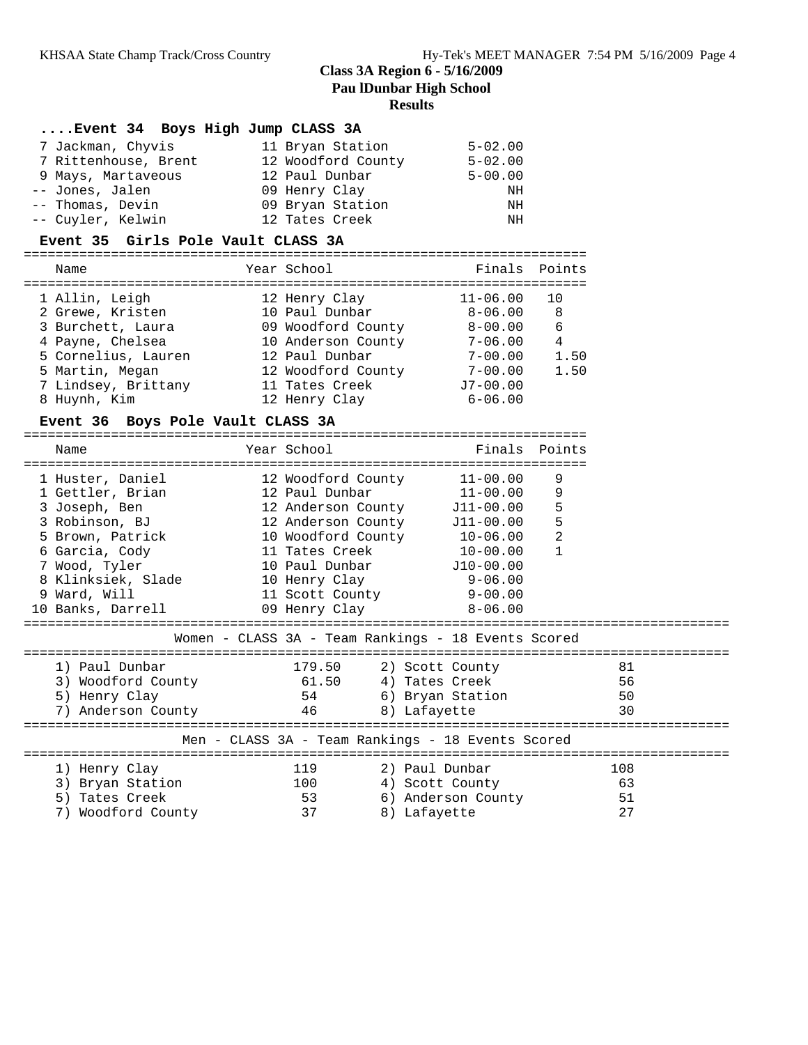## Class 3A Region 6 - 5/16/2009

**Pau lDunbar High School**

**Results**

### ....Event 34 Boys High Jump CLASS 3A

| | | | | |
|---|---|---|---|---|
| 7 | Jackman, Chyvis | 11 | Bryan Station | 5-02.00 |
| 7 | Rittenhouse, Brent | 12 | Woodford County | 5-02.00 |
| 9 | Mays, Martaveous | 12 | Paul Dunbar | 5-00.00 |
| -- | Jones, Jalen | 09 | Henry Clay | NH |
| -- | Thomas, Devin | 09 | Bryan Station | NH |
| -- | Cuyler, Kelwin | 12 | Tates Creek | NH |

### Event 35 Girls Pole Vault CLASS 3A

| | Name | Year | School | Finals | Points |
|---|---|---|---|---|---|
| 1 | Allin, Leigh | 12 | Henry Clay | 11-06.00 | 10 |
| 2 | Grewe, Kristen | 10 | Paul Dunbar | 8-06.00 | 8 |
| 3 | Burchett, Laura | 09 | Woodford County | 8-00.00 | 6 |
| 4 | Payne, Chelsea | 10 | Anderson County | 7-06.00 | 4 |
| 5 | Cornelius, Lauren | 12 | Paul Dunbar | 7-00.00 | 1.50 |
| 5 | Martin, Megan | 12 | Woodford County | 7-00.00 | 1.50 |
| 7 | Lindsey, Brittany | 11 | Tates Creek | J7-00.00 | |
| 8 | Huynh, Kim | 12 | Henry Clay | 6-06.00 | |

### Event 36 Boys Pole Vault CLASS 3A

| | Name | Year | School | Finals | Points |
|---|---|---|---|---|---|
| 1 | Huster, Daniel | 12 | Woodford County | 11-00.00 | 9 |
| 1 | Gettler, Brian | 12 | Paul Dunbar | 11-00.00 | 9 |
| 3 | Joseph, Ben | 12 | Anderson County | J11-00.00 | 5 |
| 3 | Robinson, BJ | 12 | Anderson County | J11-00.00 | 5 |
| 5 | Brown, Patrick | 10 | Woodford County | 10-06.00 | 2 |
| 6 | Garcia, Cody | 11 | Tates Creek | 10-00.00 | 1 |
| 7 | Wood, Tyler | 10 | Paul Dunbar | J10-00.00 | |
| 8 | Klinksiek, Slade | 10 | Henry Clay | 9-06.00 | |
| 9 | Ward, Will | 11 | Scott County | 9-00.00 | |
| 10 | Banks, Darrell | 09 | Henry Clay | 8-06.00 | |

### Women - CLASS 3A - Team Rankings - 18 Events Scored

| | | | |
|---|---|---|---|
| 1) Paul Dunbar | 179.50 | 2) Scott County | 81 |
| 3) Woodford County | 61.50 | 4) Tates Creek | 56 |
| 5) Henry Clay | 54 | 6) Bryan Station | 50 |
| 7) Anderson County | 46 | 8) Lafayette | 30 |

### Men - CLASS 3A - Team Rankings - 18 Events Scored

| | | | |
|---|---|---|---|
| 1) Henry Clay | 119 | 2) Paul Dunbar | 108 |
| 3) Bryan Station | 100 | 4) Scott County | 63 |
| 5) Tates Creek | 53 | 6) Anderson County | 51 |
| 7) Woodford County | 37 | 8) Lafayette | 27 |